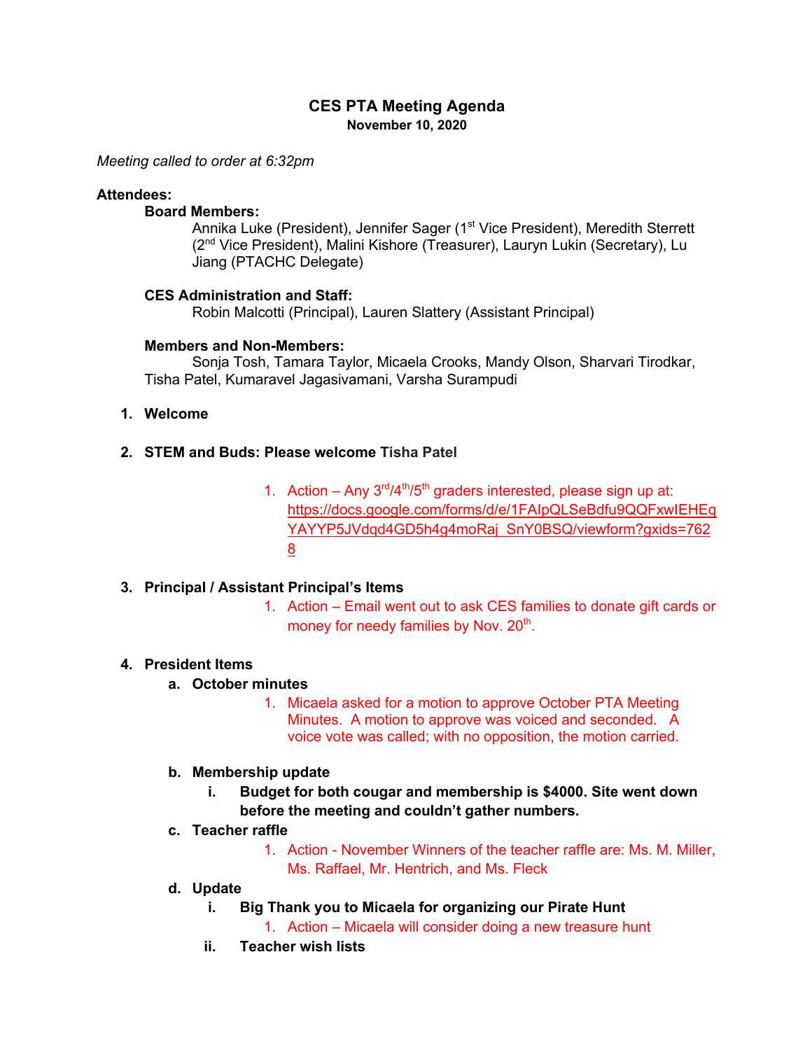# CES PTA Meeting Agenda

**November 10, 2020**

*Meeting called to order at 6:32pm*

**Attendees:**

**Board Members:**

Annika Luke (President), Jennifer Sager (1st Vice President), Meredith Sterrett (2nd Vice President), Malini Kishore (Treasurer), Lauryn Lukin (Secretary), Lu Jiang (PTACHC Delegate)

**CES Administration and Staff:**

Robin Malcotti (Principal), Lauren Slattery (Assistant Principal)

**Members and Non-Members:**

Sonja Tosh, Tamara Taylor, Micaela Crooks, Mandy Olson, Sharvari Tirodkar, Tisha Patel, Kumaravel Jagasivamani, Varsha Surampudi

1. **Welcome**

2. **STEM and Buds: Please welcome Tisha Patel**
    1. Action – Any 3rd/4th/5th graders interested, please sign up at: https://docs.google.com/forms/d/e/1FAIpQLSeBdfu9QQFxwIEHEqYAYYP5JVdqd4GD5h4g4moRaj_SnY0BSQ/viewform?gxids=7628

3. **Principal / Assistant Principal's Items**
    1. Action – Email went out to ask CES families to donate gift cards or money for needy families by Nov. 20th.

4. **President Items**
    a. **October minutes**
        1. Micaela asked for a motion to approve October PTA Meeting Minutes. A motion to approve was voiced and seconded. A voice vote was called; with no opposition, the motion carried.

    b. **Membership update**
        i. **Budget for both cougar and membership is $4000. Site went down before the meeting and couldn't gather numbers.**

    c. **Teacher raffle**
        1. Action - November Winners of the teacher raffle are: Ms. M. Miller, Ms. Raffael, Mr. Hentrich, and Ms. Fleck

    d. **Update**
        i. **Big Thank you to Micaela for organizing our Pirate Hunt**
            1. Action – Micaela will consider doing a new treasure hunt

        ii. **Teacher wish lists**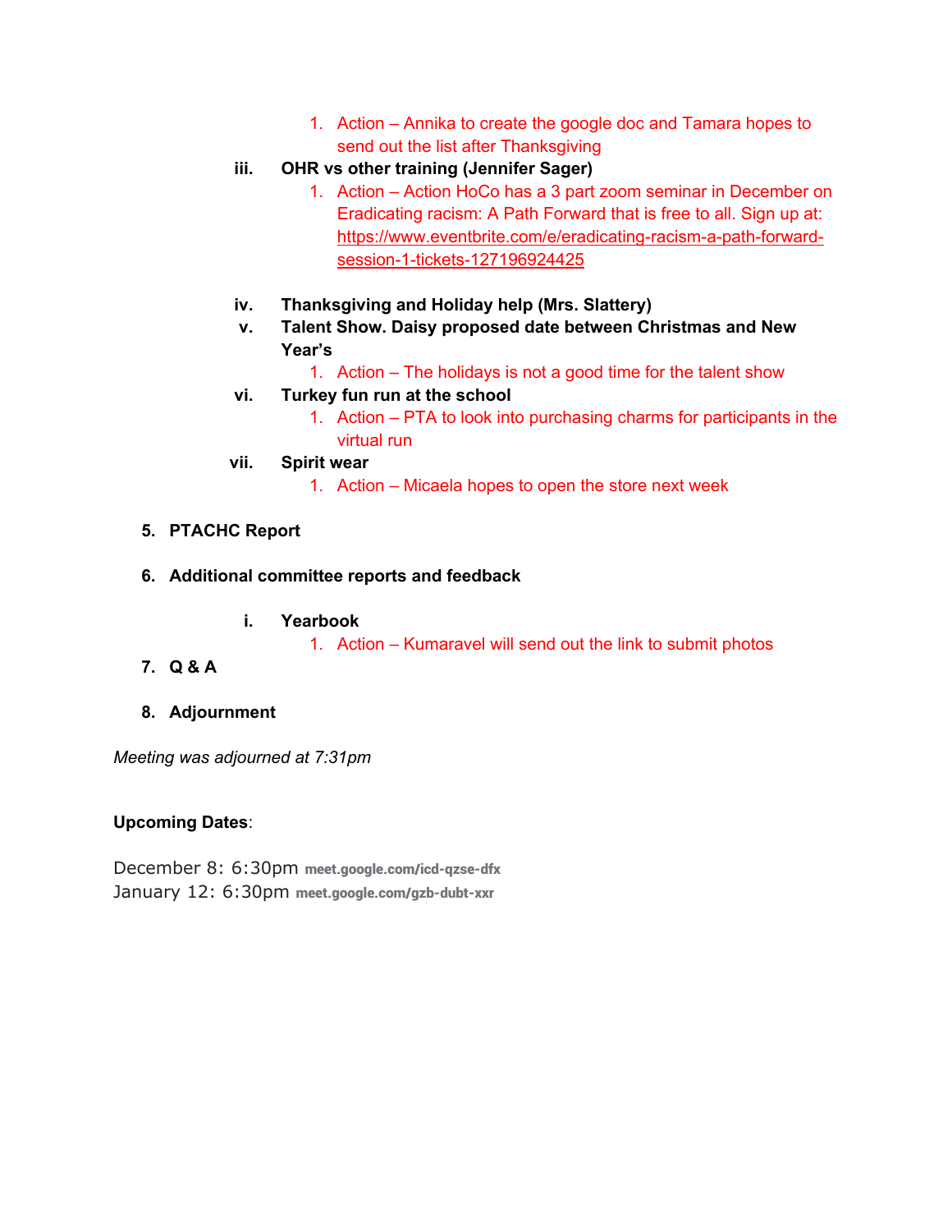1. Action – Annika to create the google doc and Tamara hopes to send out the list after Thanksgiving

iii. **OHR vs other training (Jennifer Sager)**
   1. Action – Action HoCo has a 3 part zoom seminar in December on Eradicating racism: A Path Forward that is free to all. Sign up at: https://www.eventbrite.com/e/eradicating-racism-a-path-forward-session-1-tickets-127196924425

iv. **Thanksgiving and Holiday help (Mrs. Slattery)**

v. **Talent Show. Daisy proposed date between Christmas and New Year's**
   1. Action – The holidays is not a good time for the talent show

vi. **Turkey fun run at the school**
   1. Action – PTA to look into purchasing charms for participants in the virtual run

vii. **Spirit wear**
   1. Action – Micaela hopes to open the store next week

5. **PTACHC Report**

6. **Additional committee reports and feedback**

   i. **Yearbook**
      1. Action – Kumaravel will send out the link to submit photos

7. **Q & A**

8. **Adjournment**

*Meeting was adjourned at 7:31pm*

**Upcoming Dates**:

December 8: 6:30pm meet.google.com/icd-qzse-dfx
January 12: 6:30pm meet.google.com/gzb-dubt-xxr